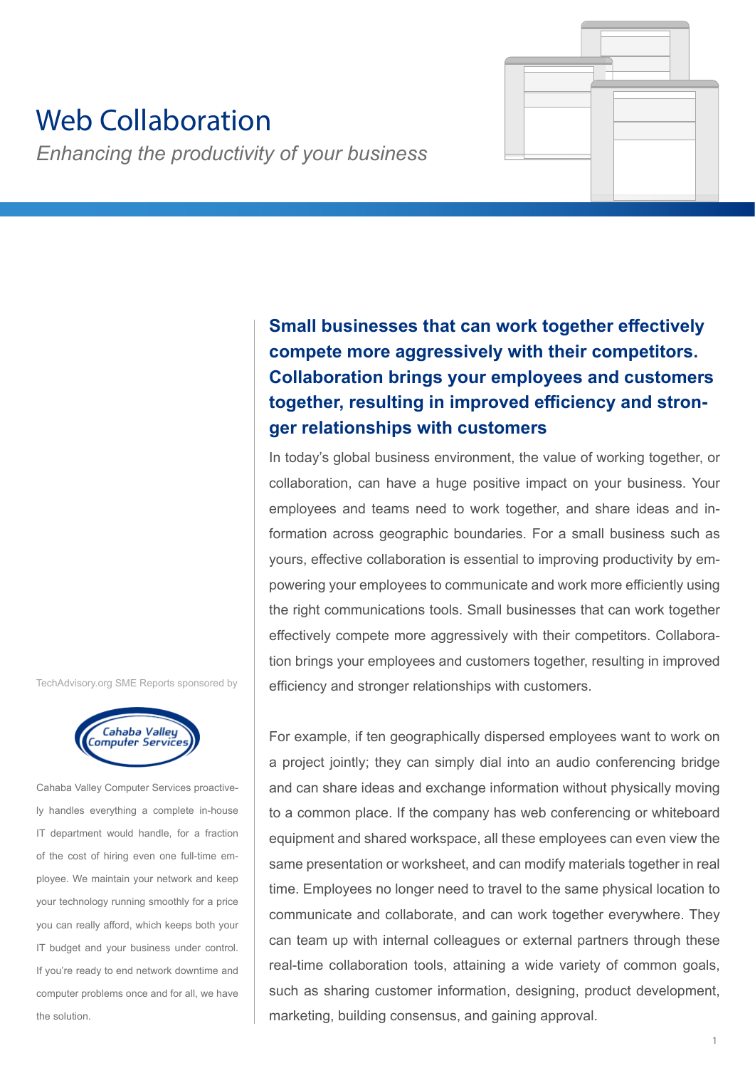# Web Collaboration

*Enhancing the productivity of your business*

TechAdvisory.org SME Reports sponsored by

Cahaba Valley Computer Services

Cahaba Valley Computer Services proactively handles everything a complete in-house IT department would handle, for a fraction of the cost of hiring even one full-time employee. We maintain your network and keep your technology running smoothly for a price you can really afford, which keeps both your IT budget and your business under control. If you're ready to end network downtime and computer problems once and for all, we have the solution.

## Small businesses that can work together effectively compete more aggressively with their competitors. Collaboration brings your employees and customers together, resulting in improved efficiency and stronger relationships with customers

In today's global business environment, the value of working together, or collaboration, can have a huge positive impact on your business. Your employees and teams need to work together, and share ideas and information across geographic boundaries. For a small business such as yours, effective collaboration is essential to improving productivity by empowering your employees to communicate and work more efficiently using the right communications tools. Small businesses that can work together effectively compete more aggressively with their competitors. Collaboration brings your employees and customers together, resulting in improved efficiency and stronger relationships with customers.

For example, if ten geographically dispersed employees want to work on a project jointly; they can simply dial into an audio conferencing bridge and can share ideas and exchange information without physically moving to a common place. If the company has web conferencing or whiteboard equipment and shared workspace, all these employees can even view the same presentation or worksheet, and can modify materials together in real time. Employees no longer need to travel to the same physical location to communicate and collaborate, and can work together everywhere. They can team up with internal colleagues or external partners through these real-time collaboration tools, attaining a wide variety of common goals, such as sharing customer information, designing, product development, marketing, building consensus, and gaining approval.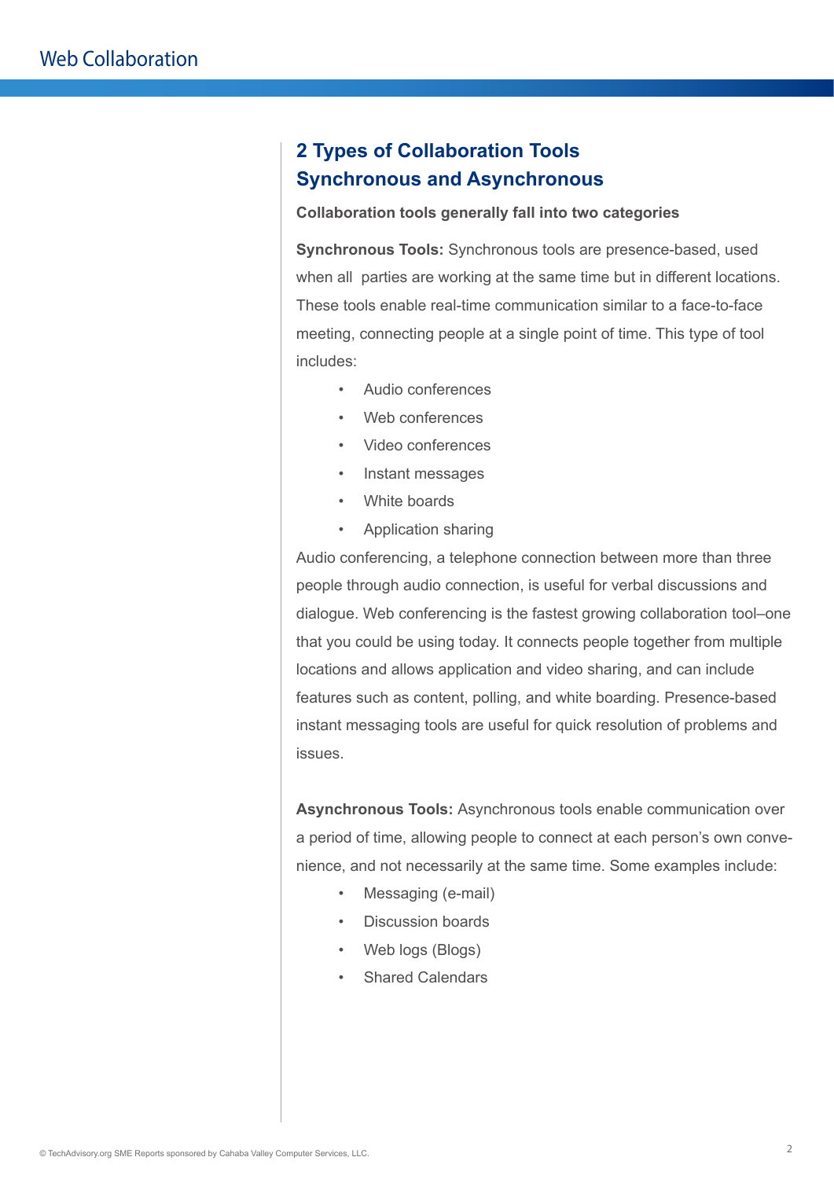## 2 Types of Collaboration Tools Synchronous and Asynchronous

**Collaboration tools generally fall into two categories**

**Synchronous Tools:** Synchronous tools are presence-based, used when all parties are working at the same time but in different locations. These tools enable real-time communication similar to a face-to-face meeting, connecting people at a single point of time. This type of tool includes:

- Audio conferences
- Web conferences
- Video conferences
- Instant messages
- White boards
- Application sharing

Audio conferencing, a telephone connection between more than three people through audio connection, is useful for verbal discussions and dialogue. Web conferencing is the fastest growing collaboration tool–one that you could be using today. It connects people together from multiple locations and allows application and video sharing, and can include features such as content, polling, and white boarding. Presence-based instant messaging tools are useful for quick resolution of problems and issues.

**Asynchronous Tools:** Asynchronous tools enable communication over a period of time, allowing people to connect at each person's own convenience, and not necessarily at the same time. Some examples include:

- Messaging (e-mail)
- Discussion boards
- Web logs (Blogs)
- Shared Calendars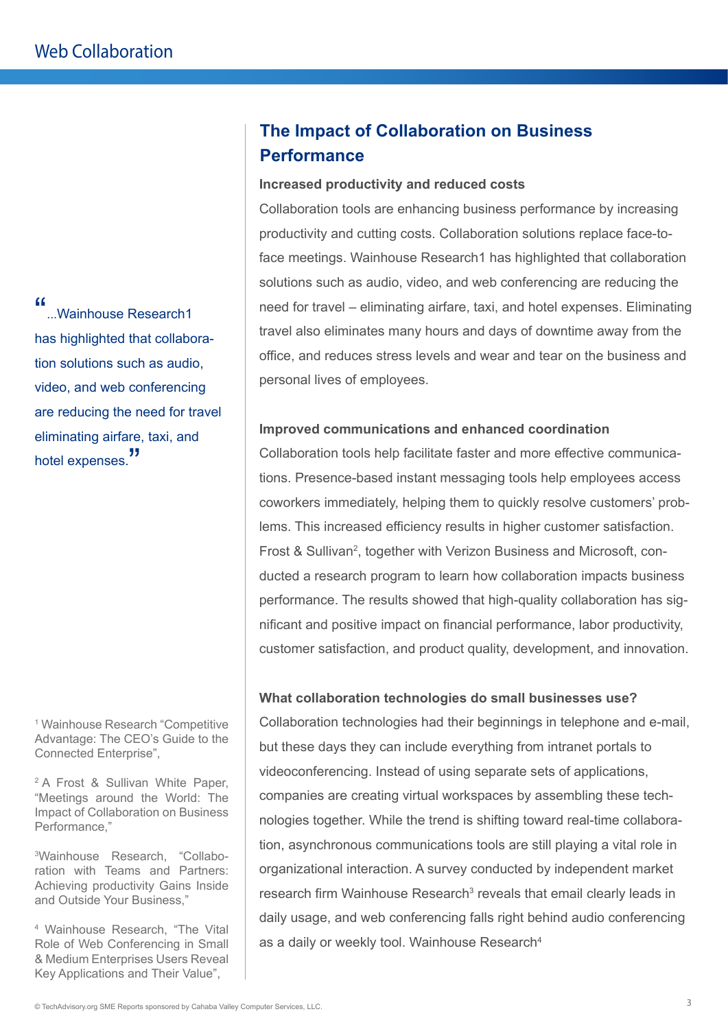## The Impact of Collaboration on Business Performance

**Increased productivity and reduced costs**

Collaboration tools are enhancing business performance by increasing productivity and cutting costs. Collaboration solutions replace face-to-face meetings. Wainhouse Research1 has highlighted that collaboration solutions such as audio, video, and web conferencing are reducing the need for travel – eliminating airfare, taxi, and hotel expenses. Eliminating travel also eliminates many hours and days of downtime away from the office, and reduces stress levels and wear and tear on the business and personal lives of employees.

> "...Wainhouse Research1 has highlighted that collaboration solutions such as audio, video, and web conferencing are reducing the need for travel eliminating airfare, taxi, and hotel expenses."

**Improved communications and enhanced coordination**

Collaboration tools help facilitate faster and more effective communications. Presence-based instant messaging tools help employees access coworkers immediately, helping them to quickly resolve customers' problems. This increased efficiency results in higher customer satisfaction. Frost & Sullivan[2], together with Verizon Business and Microsoft, conducted a research program to learn how collaboration impacts business performance. The results showed that high-quality collaboration has significant and positive impact on financial performance, labor productivity, customer satisfaction, and product quality, development, and innovation.

**What collaboration technologies do small businesses use?**

Collaboration technologies had their beginnings in telephone and e-mail, but these days they can include everything from intranet portals to videoconferencing. Instead of using separate sets of applications, companies are creating virtual workspaces by assembling these technologies together. While the trend is shifting toward real-time collaboration, asynchronous communications tools are still playing a vital role in organizational interaction. A survey conducted by independent market research firm Wainhouse Research[3] reveals that email clearly leads in daily usage, and web conferencing falls right behind audio conferencing as a daily or weekly tool. Wainhouse Research[4]

[1] Wainhouse Research "Competitive Advantage: The CEO's Guide to the Connected Enterprise",

[2] A Frost & Sullivan White Paper, "Meetings around the World: The Impact of Collaboration on Business Performance,"

[3] Wainhouse Research, "Collaboration with Teams and Partners: Achieving productivity Gains Inside and Outside Your Business,"

[4] Wainhouse Research, "The Vital Role of Web Conferencing in Small & Medium Enterprises Users Reveal Key Applications and Their Value",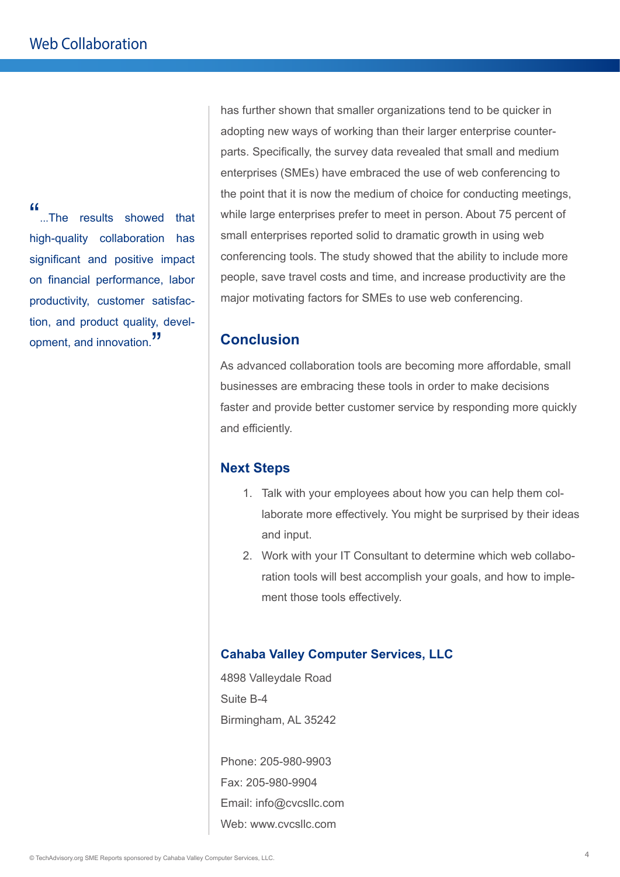> "...The results showed that high-quality collaboration has significant and positive impact on financial performance, labor productivity, customer satisfaction, and product quality, development, and innovation."

has further shown that smaller organizations tend to be quicker in adopting new ways of working than their larger enterprise counterparts. Specifically, the survey data revealed that small and medium enterprises (SMEs) have embraced the use of web conferencing to the point that it is now the medium of choice for conducting meetings, while large enterprises prefer to meet in person. About 75 percent of small enterprises reported solid to dramatic growth in using web conferencing tools. The study showed that the ability to include more people, save travel costs and time, and increase productivity are the major motivating factors for SMEs to use web conferencing.

## Conclusion

As advanced collaboration tools are becoming more affordable, small businesses are embracing these tools in order to make decisions faster and provide better customer service by responding more quickly and efficiently.

### Next Steps

1. Talk with your employees about how you can help them collaborate more effectively. You might be surprised by their ideas and input.
2. Work with your IT Consultant to determine which web collaboration tools will best accomplish your goals, and how to implement those tools effectively.

### Cahaba Valley Computer Services, LLC

4898 Valleydale Road
Suite B-4
Birmingham, AL 35242

Phone: 205-980-9903
Fax: 205-980-9904
Email: info@cvcsllc.com
Web: www.cvcsllc.com